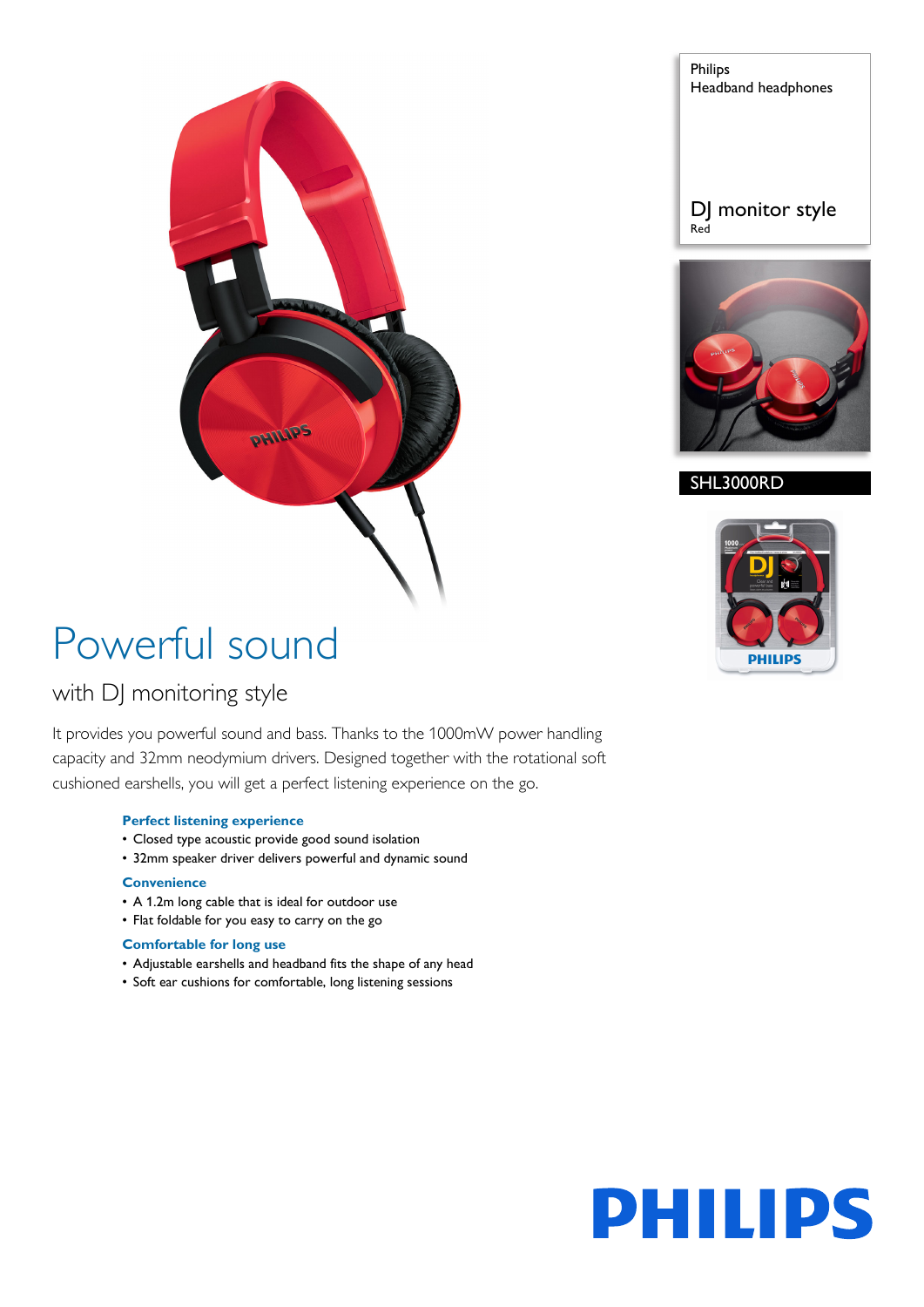Philips
Headband headphones

DJ monitor style
Red

SHL3000RD

# Powerful sound

## with DJ monitoring style

It provides you powerful sound and bass. Thanks to the 1000mW power handling capacity and 32mm neodymium drivers. Designed together with the rotational soft cushioned earshells, you will get a perfect listening experience on the go.

### Perfect listening experience

- Closed type acoustic provide good sound isolation
- 32mm speaker driver delivers powerful and dynamic sound

### Convenience

- A 1.2m long cable that is ideal for outdoor use
- Flat foldable for you easy to carry on the go

### Comfortable for long use

- Adjustable earshells and headband fits the shape of any head
- Soft ear cushions for comfortable, long listening sessions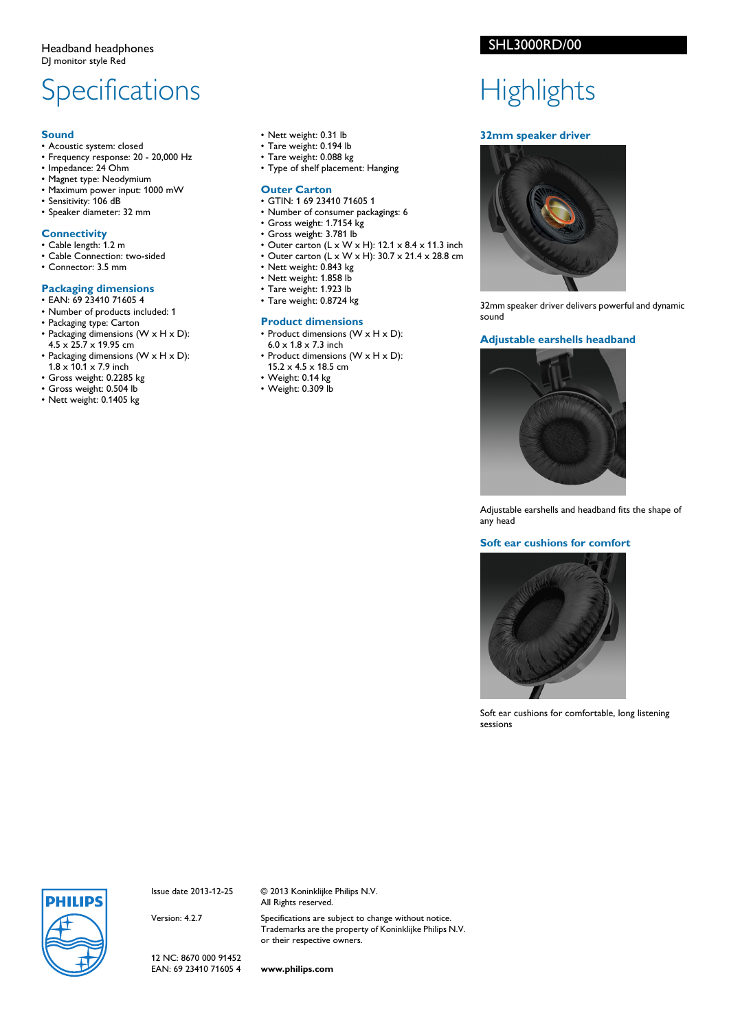Headband headphones
DJ monitor style Red

SHL3000RD/00

# Specifications

### Sound

- Acoustic system: closed
- Frequency response: 20 - 20,000 Hz
- Impedance: 24 Ohm
- Magnet type: Neodymium
- Maximum power input: 1000 mW
- Sensitivity: 106 dB
- Speaker diameter: 32 mm

### Connectivity

- Cable length: 1.2 m
- Cable Connection: two-sided
- Connector: 3.5 mm

### Packaging dimensions

- EAN: 69 23410 71605 4
- Number of products included: 1
- Packaging type: Carton
- Packaging dimensions (W x H x D): 4.5 x 25.7 x 19.95 cm
- Packaging dimensions (W x H x D): 1.8 x 10.1 x 7.9 inch
- Gross weight: 0.2285 kg
- Gross weight: 0.504 lb
- Nett weight: 0.1405 kg
- Nett weight: 0.31 lb
- Tare weight: 0.194 lb
- Tare weight: 0.088 kg
- Type of shelf placement: Hanging

### Outer Carton

- GTIN: 1 69 23410 71605 1
- Number of consumer packagings: 6
- Gross weight: 1.7154 kg
- Gross weight: 3.781 lb
- Outer carton (L x W x H): 12.1 x 8.4 x 11.3 inch
- Outer carton (L x W x H): 30.7 x 21.4 x 28.8 cm
- Nett weight: 0.843 kg
- Nett weight: 1.858 lb
- Tare weight: 1.923 lb
- Tare weight: 0.8724 kg

### Product dimensions

- Product dimensions (W x H x D): 6.0 x 1.8 x 7.3 inch
- Product dimensions (W x H x D): 15.2 x 4.5 x 18.5 cm
- Weight: 0.14 kg
- Weight: 0.309 lb

# Highlights

### 32mm speaker driver

32mm speaker driver delivers powerful and dynamic sound

### Adjustable earshells headband

Adjustable earshells and headband fits the shape of any head

### Soft ear cushions for comfort

Soft ear cushions for comfortable, long listening sessions

Issue date 2013-12-25

Version: 4.2.7

12 NC: 8670 000 91452
EAN: 69 23410 71605 4

© 2013 Koninklijke Philips N.V.
All Rights reserved.

Specifications are subject to change without notice. Trademarks are the property of Koninklijke Philips N.V. or their respective owners.

www.philips.com